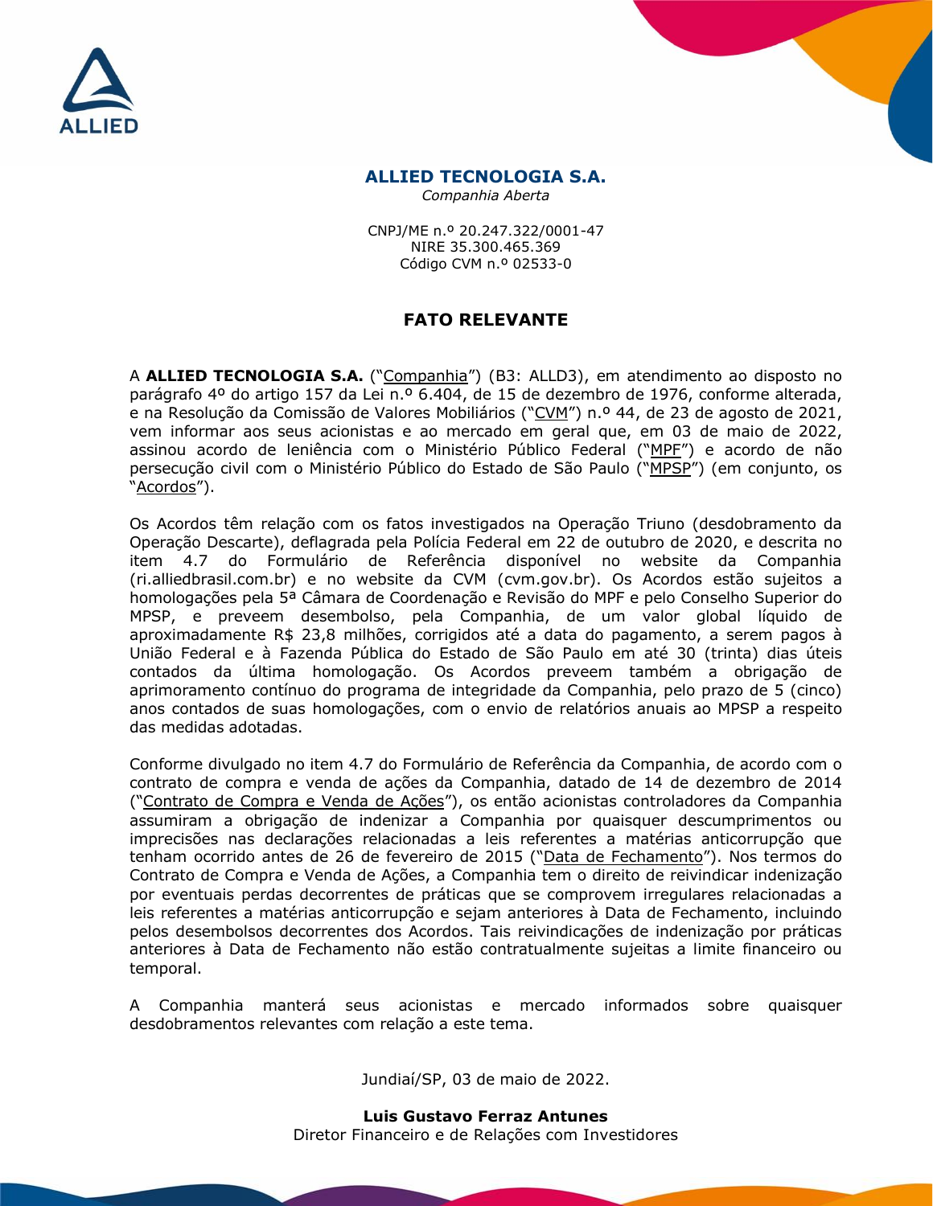ALLIED

# ALLIED TECNOLOGIA S.A.

*Companhia Aberta*

CNPJ/ME n.º 20.247.322/0001-47
NIRE 35.300.465.369
Código CVM n.º 02533-0

## FATO RELEVANTE

A **ALLIED TECNOLOGIA S.A.** ("Companhia") (B3: ALLD3), em atendimento ao disposto no parágrafo 4º do artigo 157 da Lei n.º 6.404, de 15 de dezembro de 1976, conforme alterada, e na Resolução da Comissão de Valores Mobiliários ("CVM") n.º 44, de 23 de agosto de 2021, vem informar aos seus acionistas e ao mercado em geral que, em 03 de maio de 2022, assinou acordo de leniência com o Ministério Público Federal ("MPF") e acordo de não persecução civil com o Ministério Público do Estado de São Paulo ("MPSP") (em conjunto, os "Acordos").

Os Acordos têm relação com os fatos investigados na Operação Triuno (desdobramento da Operação Descarte), deflagrada pela Polícia Federal em 22 de outubro de 2020, e descrita no item 4.7 do Formulário de Referência disponível no website da Companhia (ri.alliedbrasil.com.br) e no website da CVM (cvm.gov.br). Os Acordos estão sujeitos a homologações pela 5ª Câmara de Coordenação e Revisão do MPF e pelo Conselho Superior do MPSP, e preveem desembolso, pela Companhia, de um valor global líquido de aproximadamente R$ 23,8 milhões, corrigidos até a data do pagamento, a serem pagos à União Federal e à Fazenda Pública do Estado de São Paulo em até 30 (trinta) dias úteis contados da última homologação. Os Acordos preveem também a obrigação de aprimoramento contínuo do programa de integridade da Companhia, pelo prazo de 5 (cinco) anos contados de suas homologações, com o envio de relatórios anuais ao MPSP a respeito das medidas adotadas.

Conforme divulgado no item 4.7 do Formulário de Referência da Companhia, de acordo com o contrato de compra e venda de ações da Companhia, datado de 14 de dezembro de 2014 ("Contrato de Compra e Venda de Ações"), os então acionistas controladores da Companhia assumiram a obrigação de indenizar a Companhia por quaisquer descumprimentos ou imprecisões nas declarações relacionadas a leis referentes a matérias anticorrupção que tenham ocorrido antes de 26 de fevereiro de 2015 ("Data de Fechamento"). Nos termos do Contrato de Compra e Venda de Ações, a Companhia tem o direito de reivindicar indenização por eventuais perdas decorrentes de práticas que se comprovem irregulares relacionadas a leis referentes a matérias anticorrupção e sejam anteriores à Data de Fechamento, incluindo pelos desembolsos decorrentes dos Acordos. Tais reivindicações de indenização por práticas anteriores à Data de Fechamento não estão contratualmente sujeitas a limite financeiro ou temporal.

A Companhia manterá seus acionistas e mercado informados sobre quaisquer desdobramentos relevantes com relação a este tema.

Jundiaí/SP, 03 de maio de 2022.

**Luis Gustavo Ferraz Antunes**
Diretor Financeiro e de Relações com Investidores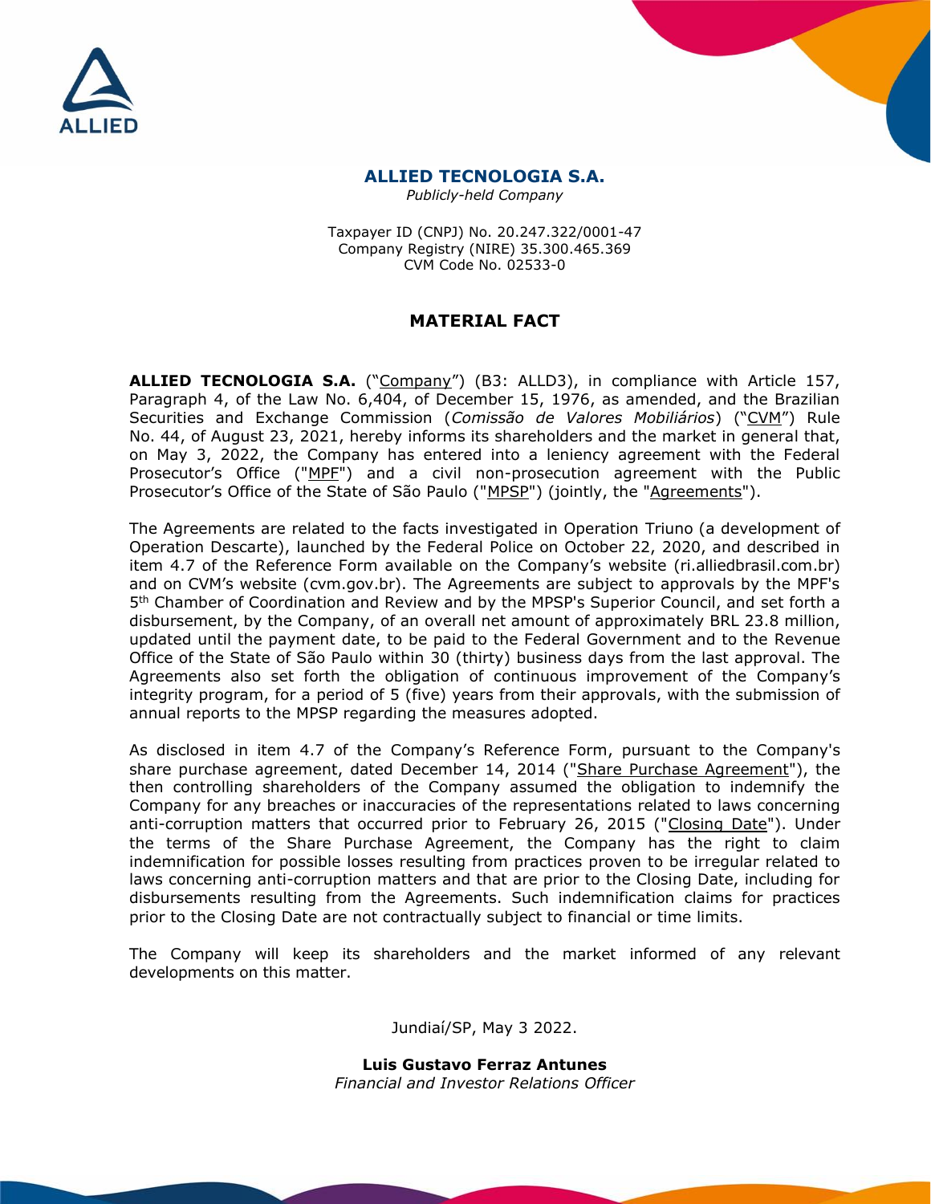ALLIED

**ALLIED TECNOLOGIA S.A.**
*Publicly-held Company*

Taxpayer ID (CNPJ) No. 20.247.322/0001-47
Company Registry (NIRE) 35.300.465.369
CVM Code No. 02533-0

## MATERIAL FACT

**ALLIED TECNOLOGIA S.A.** ("Company") (B3: ALLD3), in compliance with Article 157, Paragraph 4, of the Law No. 6,404, of December 15, 1976, as amended, and the Brazilian Securities and Exchange Commission (*Comissão de Valores Mobiliários*) ("CVM") Rule No. 44, of August 23, 2021, hereby informs its shareholders and the market in general that, on May 3, 2022, the Company has entered into a leniency agreement with the Federal Prosecutor's Office ("MPF") and a civil non-prosecution agreement with the Public Prosecutor's Office of the State of São Paulo ("MPSP") (jointly, the "Agreements").

The Agreements are related to the facts investigated in Operation Triuno (a development of Operation Descarte), launched by the Federal Police on October 22, 2020, and described in item 4.7 of the Reference Form available on the Company's website (ri.alliedbrasil.com.br) and on CVM's website (cvm.gov.br). The Agreements are subject to approvals by the MPF's 5th Chamber of Coordination and Review and by the MPSP's Superior Council, and set forth a disbursement, by the Company, of an overall net amount of approximately BRL 23.8 million, updated until the payment date, to be paid to the Federal Government and to the Revenue Office of the State of São Paulo within 30 (thirty) business days from the last approval. The Agreements also set forth the obligation of continuous improvement of the Company's integrity program, for a period of 5 (five) years from their approvals, with the submission of annual reports to the MPSP regarding the measures adopted.

As disclosed in item 4.7 of the Company's Reference Form, pursuant to the Company's share purchase agreement, dated December 14, 2014 ("Share Purchase Agreement"), the then controlling shareholders of the Company assumed the obligation to indemnify the Company for any breaches or inaccuracies of the representations related to laws concerning anti-corruption matters that occurred prior to February 26, 2015 ("Closing Date"). Under the terms of the Share Purchase Agreement, the Company has the right to claim indemnification for possible losses resulting from practices proven to be irregular related to laws concerning anti-corruption matters and that are prior to the Closing Date, including for disbursements resulting from the Agreements. Such indemnification claims for practices prior to the Closing Date are not contractually subject to financial or time limits.

The Company will keep its shareholders and the market informed of any relevant developments on this matter.

Jundiaí/SP, May 3 2022.

**Luis Gustavo Ferraz Antunes**
*Financial and Investor Relations Officer*